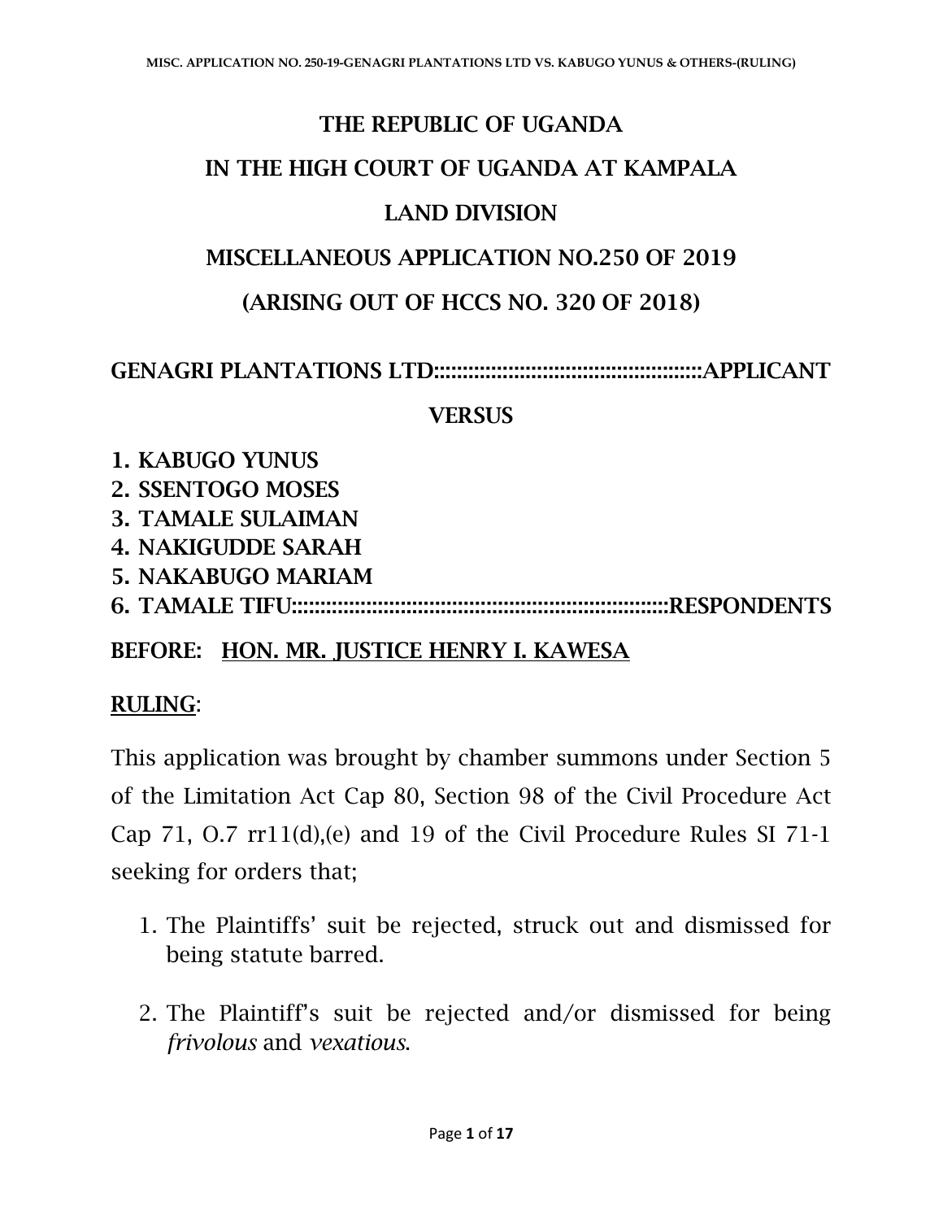# THE REPUBLIC OF UGANDA

# IN THE HIGH COURT OF UGANDA AT KAMPALA

# LAND DIVISION

# MISCELLANEOUS APPLICATION NO.250 OF 2019

# (ARISING OUT OF HCCS NO. 320 OF 2018)

**GENAGRI PLANTATIONS LTD::::::::::::::::::::::::::::::::::::::::::::::::APPLICANT**

**VERSUS**

1. **KABUGO YUNUS**
2. **SSENTOGO MOSES**
3. **TAMALE SULAIMAN**
4. **NAKIGUDDE SARAH**
5. **NAKABUGO MARIAM**
6. **TAMALE TIFU:::::::::::::::::::::::::::::::::::::::::::::::::::::::::::::::::::::RESPONDENTS**

**BEFORE: <u>HON. MR. JUSTICE HENRY I. KAWESA</u>**

**<u>RULING</u>:**

This application was brought by chamber summons under Section 5 of the Limitation Act Cap 80, Section 98 of the Civil Procedure Act Cap 71, O.7 rr11(d),(e) and 19 of the Civil Procedure Rules SI 71-1 seeking for orders that;

1. The Plaintiffs' suit be rejected, struck out and dismissed for being statute barred.

2. The Plaintiff's suit be rejected and/or dismissed for being *frivolous* and *vexatious*.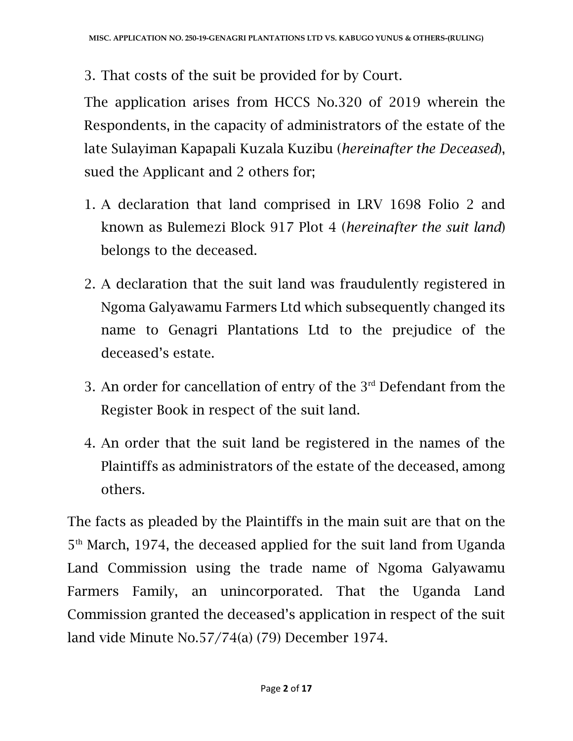3. That costs of the suit be provided for by Court.

The application arises from HCCS No.320 of 2019 wherein the Respondents, in the capacity of administrators of the estate of the late Sulayiman Kapapali Kuzala Kuzibu (*hereinafter the Deceased*), sued the Applicant and 2 others for;

1. A declaration that land comprised in LRV 1698 Folio 2 and known as Bulemezi Block 917 Plot 4 (*hereinafter the suit land*) belongs to the deceased.

2. A declaration that the suit land was fraudulently registered in Ngoma Galyawamu Farmers Ltd which subsequently changed its name to Genagri Plantations Ltd to the prejudice of the deceased's estate.

3. An order for cancellation of entry of the 3rd Defendant from the Register Book in respect of the suit land.

4. An order that the suit land be registered in the names of the Plaintiffs as administrators of the estate of the deceased, among others.

The facts as pleaded by the Plaintiffs in the main suit are that on the 5th March, 1974, the deceased applied for the suit land from Uganda Land Commission using the trade name of Ngoma Galyawamu Farmers Family, an unincorporated. That the Uganda Land Commission granted the deceased's application in respect of the suit land vide Minute No.57/74(a) (79) December 1974.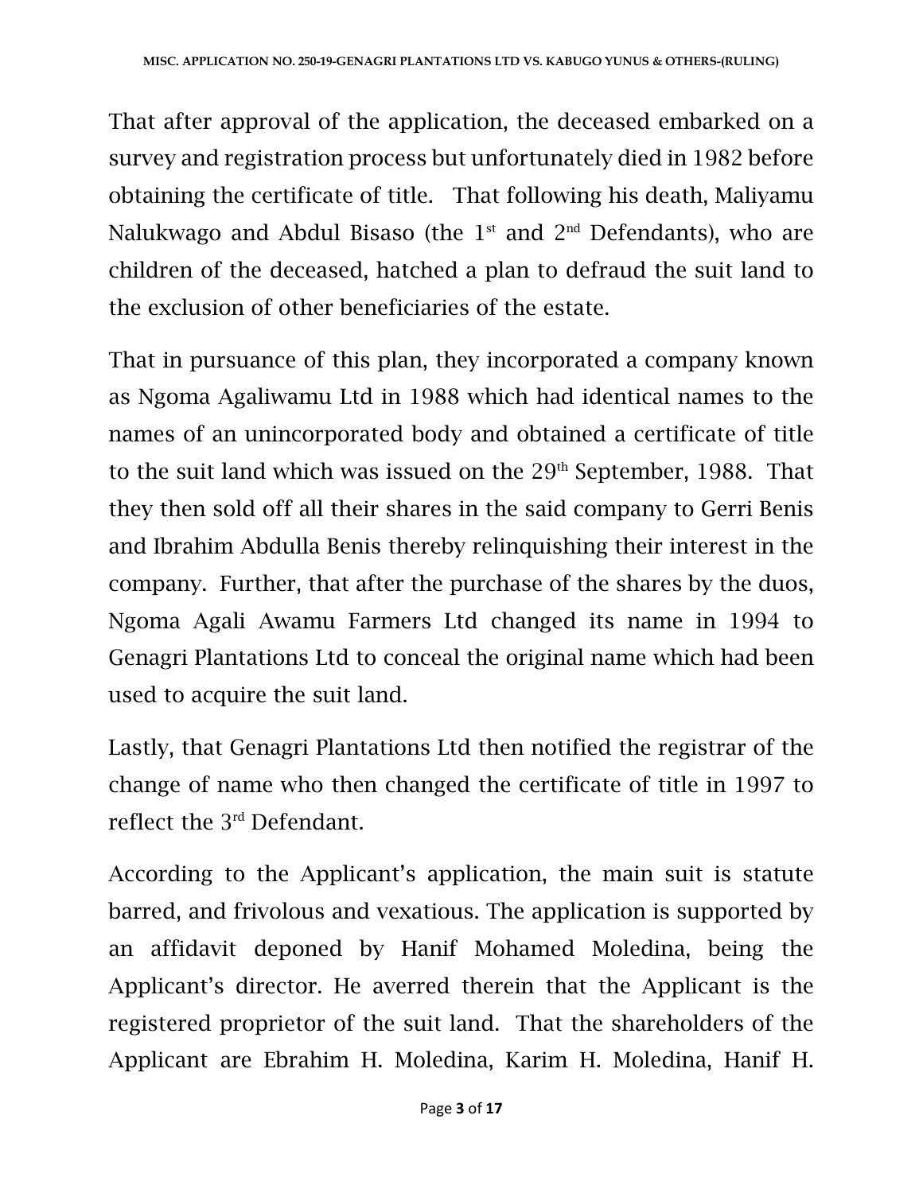That after approval of the application, the deceased embarked on a survey and registration process but unfortunately died in 1982 before obtaining the certificate of title. That following his death, Maliyamu Nalukwago and Abdul Bisaso (the 1st and 2nd Defendants), who are children of the deceased, hatched a plan to defraud the suit land to the exclusion of other beneficiaries of the estate.

That in pursuance of this plan, they incorporated a company known as Ngoma Agaliwamu Ltd in 1988 which had identical names to the names of an unincorporated body and obtained a certificate of title to the suit land which was issued on the 29th September, 1988. That they then sold off all their shares in the said company to Gerri Benis and Ibrahim Abdulla Benis thereby relinquishing their interest in the company. Further, that after the purchase of the shares by the duos, Ngoma Agali Awamu Farmers Ltd changed its name in 1994 to Genagri Plantations Ltd to conceal the original name which had been used to acquire the suit land.

Lastly, that Genagri Plantations Ltd then notified the registrar of the change of name who then changed the certificate of title in 1997 to reflect the 3rd Defendant.

According to the Applicant's application, the main suit is statute barred, and frivolous and vexatious. The application is supported by an affidavit deponed by Hanif Mohamed Moledina, being the Applicant's director. He averred therein that the Applicant is the registered proprietor of the suit land. That the shareholders of the Applicant are Ebrahim H. Moledina, Karim H. Moledina, Hanif H.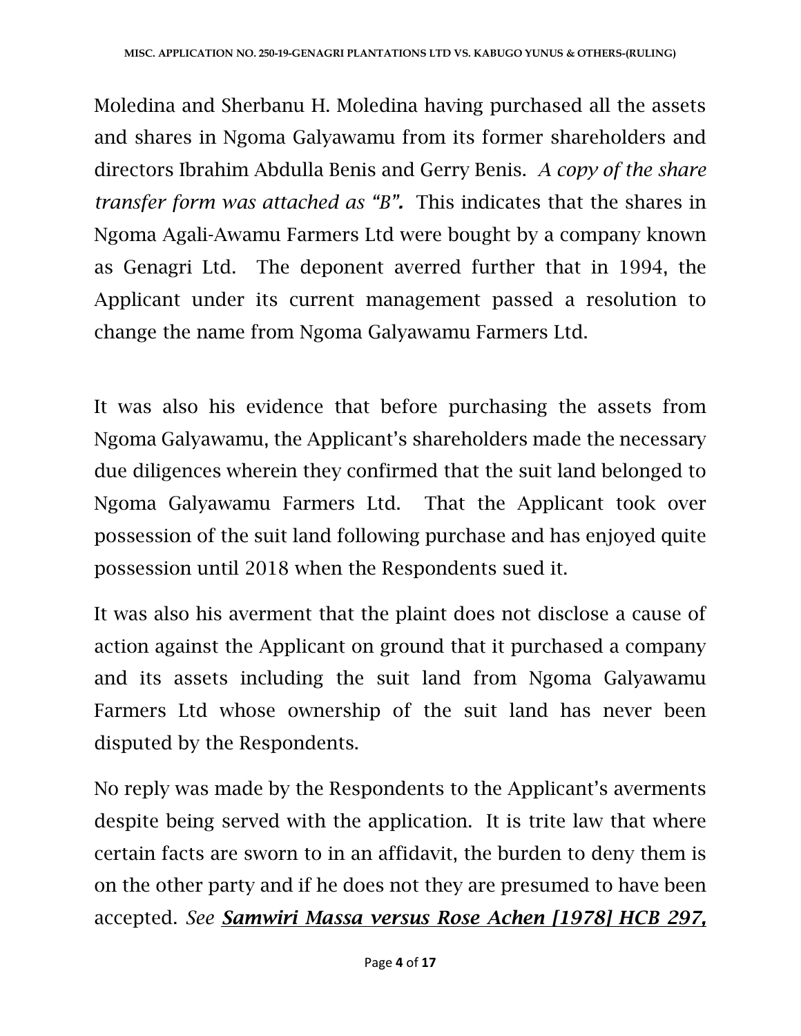Moledina and Sherbanu H. Moledina having purchased all the assets and shares in Ngoma Galyawamu from its former shareholders and directors Ibrahim Abdulla Benis and Gerry Benis. *A copy of the share transfer form was attached as "B".* This indicates that the shares in Ngoma Agali-Awamu Farmers Ltd were bought by a company known as Genagri Ltd. The deponent averred further that in 1994, the Applicant under its current management passed a resolution to change the name from Ngoma Galyawamu Farmers Ltd.

It was also his evidence that before purchasing the assets from Ngoma Galyawamu, the Applicant's shareholders made the necessary due diligences wherein they confirmed that the suit land belonged to Ngoma Galyawamu Farmers Ltd. That the Applicant took over possession of the suit land following purchase and has enjoyed quite possession until 2018 when the Respondents sued it.

It was also his averment that the plaint does not disclose a cause of action against the Applicant on ground that it purchased a company and its assets including the suit land from Ngoma Galyawamu Farmers Ltd whose ownership of the suit land has never been disputed by the Respondents.

No reply was made by the Respondents to the Applicant's averments despite being served with the application. It is trite law that where certain facts are sworn to in an affidavit, the burden to deny them is on the other party and if he does not they are presumed to have been accepted. *See **Samwiri Massa versus Rose Achen [1978] HCB 297,***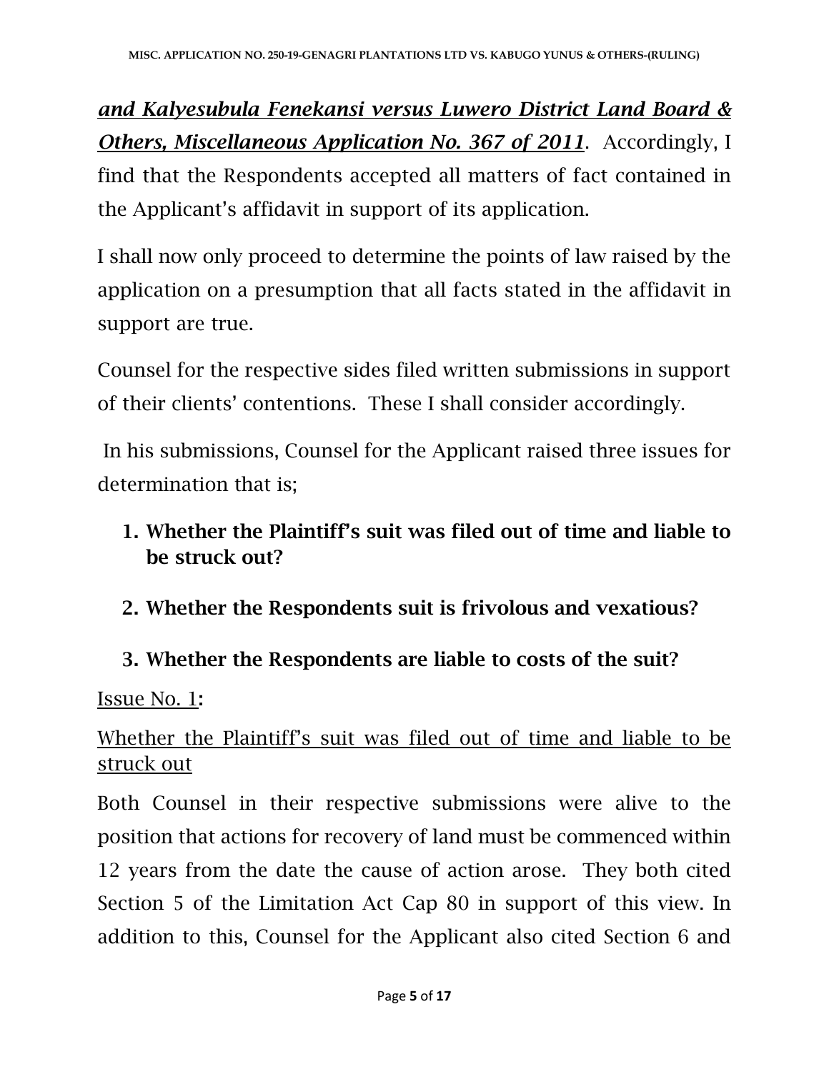***and Kalyesubula Fenekansi versus Luwero District Land Board & Others, Miscellaneous Application No. 367 of 2011***. Accordingly, I find that the Respondents accepted all matters of fact contained in the Applicant's affidavit in support of its application.

I shall now only proceed to determine the points of law raised by the application on a presumption that all facts stated in the affidavit in support are true.

Counsel for the respective sides filed written submissions in support of their clients' contentions. These I shall consider accordingly.

In his submissions, Counsel for the Applicant raised three issues for determination that is;

1. **Whether the Plaintiff's suit was filed out of time and liable to be struck out?**
2. **Whether the Respondents suit is frivolous and vexatious?**
3. **Whether the Respondents are liable to costs of the suit?**

Issue No. 1:

Whether the Plaintiff's suit was filed out of time and liable to be struck out

Both Counsel in their respective submissions were alive to the position that actions for recovery of land must be commenced within 12 years from the date the cause of action arose. They both cited Section 5 of the Limitation Act Cap 80 in support of this view. In addition to this, Counsel for the Applicant also cited Section 6 and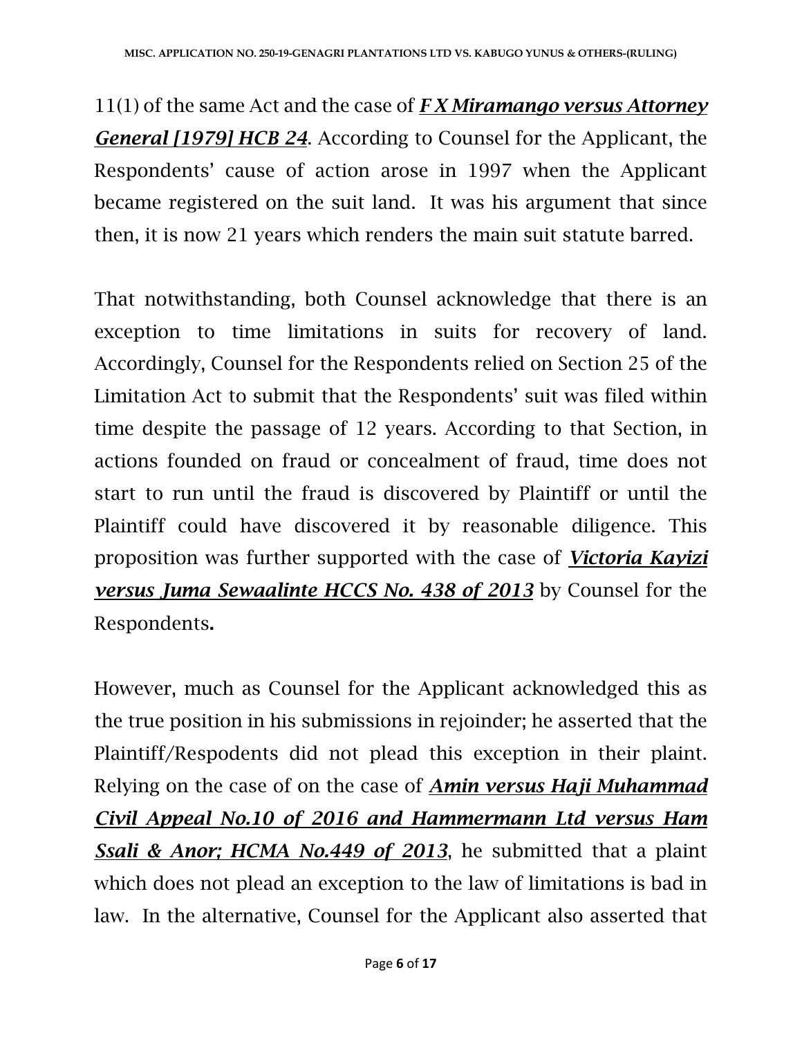11(1) of the same Act and the case of ***F X Miramango versus Attorney General [1979] HCB 24***. According to Counsel for the Applicant, the Respondents' cause of action arose in 1997 when the Applicant became registered on the suit land. It was his argument that since then, it is now 21 years which renders the main suit statute barred.

That notwithstanding, both Counsel acknowledge that there is an exception to time limitations in suits for recovery of land. Accordingly, Counsel for the Respondents relied on Section 25 of the Limitation Act to submit that the Respondents' suit was filed within time despite the passage of 12 years. According to that Section, in actions founded on fraud or concealment of fraud, time does not start to run until the fraud is discovered by Plaintiff or until the Plaintiff could have discovered it by reasonable diligence. This proposition was further supported with the case of ***Victoria Kayizi versus Juma Sewaalinte HCCS No. 438 of 2013*** by Counsel for the Respondents**.**

However, much as Counsel for the Applicant acknowledged this as the true position in his submissions in rejoinder; he asserted that the Plaintiff/Respodents did not plead this exception in their plaint. Relying on the case of on the case of ***Amin versus Haji Muhammad Civil Appeal No.10 of 2016 and Hammermann Ltd versus Ham Ssali & Anor; HCMA No.449 of 2013***, he submitted that a plaint which does not plead an exception to the law of limitations is bad in law. In the alternative, Counsel for the Applicant also asserted that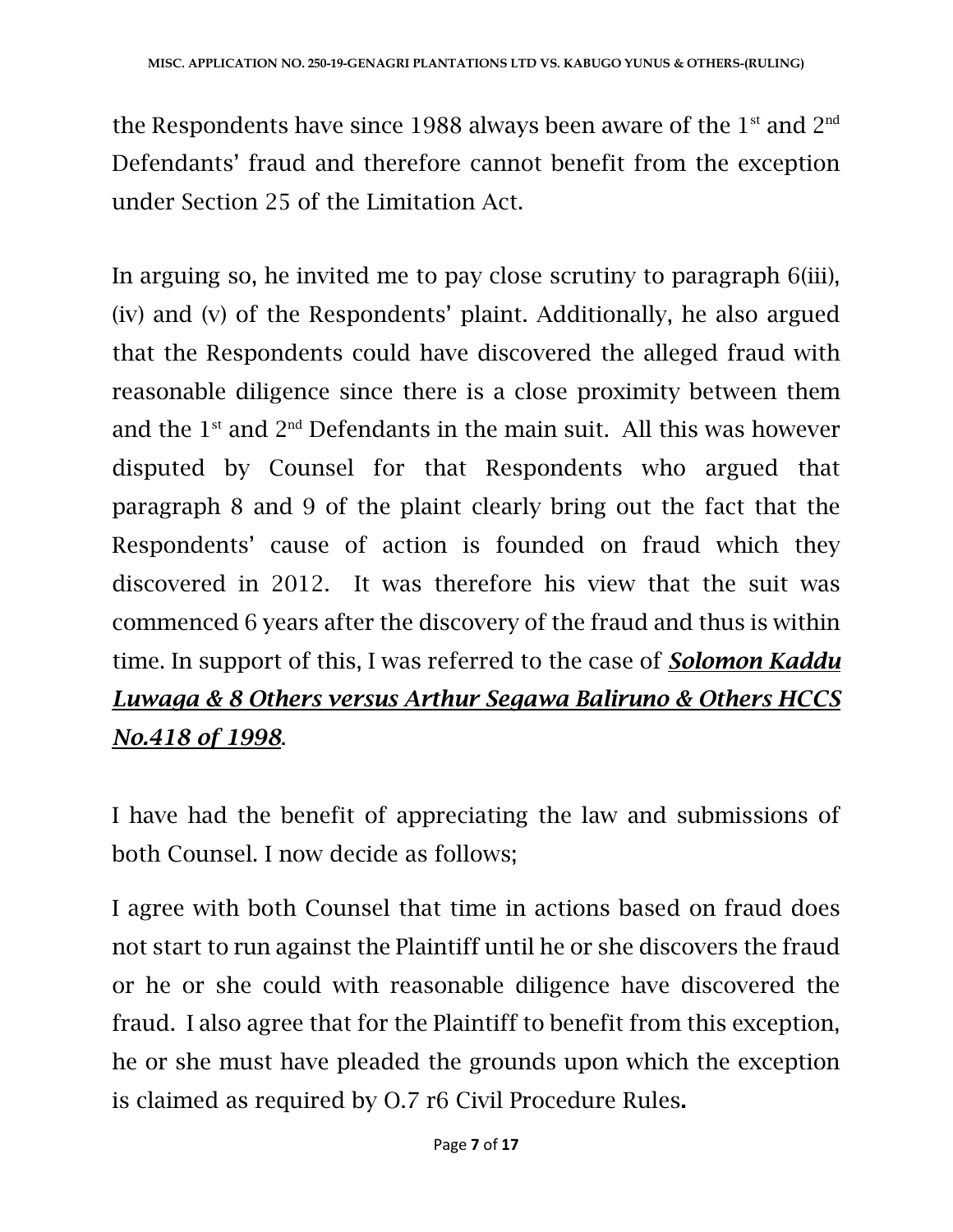the Respondents have since 1988 always been aware of the 1st and 2nd Defendants' fraud and therefore cannot benefit from the exception under Section 25 of the Limitation Act.

In arguing so, he invited me to pay close scrutiny to paragraph 6(iii), (iv) and (v) of the Respondents' plaint. Additionally, he also argued that the Respondents could have discovered the alleged fraud with reasonable diligence since there is a close proximity between them and the 1st and 2nd Defendants in the main suit. All this was however disputed by Counsel for that Respondents who argued that paragraph 8 and 9 of the plaint clearly bring out the fact that the Respondents' cause of action is founded on fraud which they discovered in 2012. It was therefore his view that the suit was commenced 6 years after the discovery of the fraud and thus is within time. In support of this, I was referred to the case of ***Solomon Kaddu Luwaga & 8 Others versus Arthur Segawa Baliruno & Others HCCS No.418 of 1998***.

I have had the benefit of appreciating the law and submissions of both Counsel. I now decide as follows;

I agree with both Counsel that time in actions based on fraud does not start to run against the Plaintiff until he or she discovers the fraud or he or she could with reasonable diligence have discovered the fraud. I also agree that for the Plaintiff to benefit from this exception, he or she must have pleaded the grounds upon which the exception is claimed as required by O.7 r6 Civil Procedure Rules**.**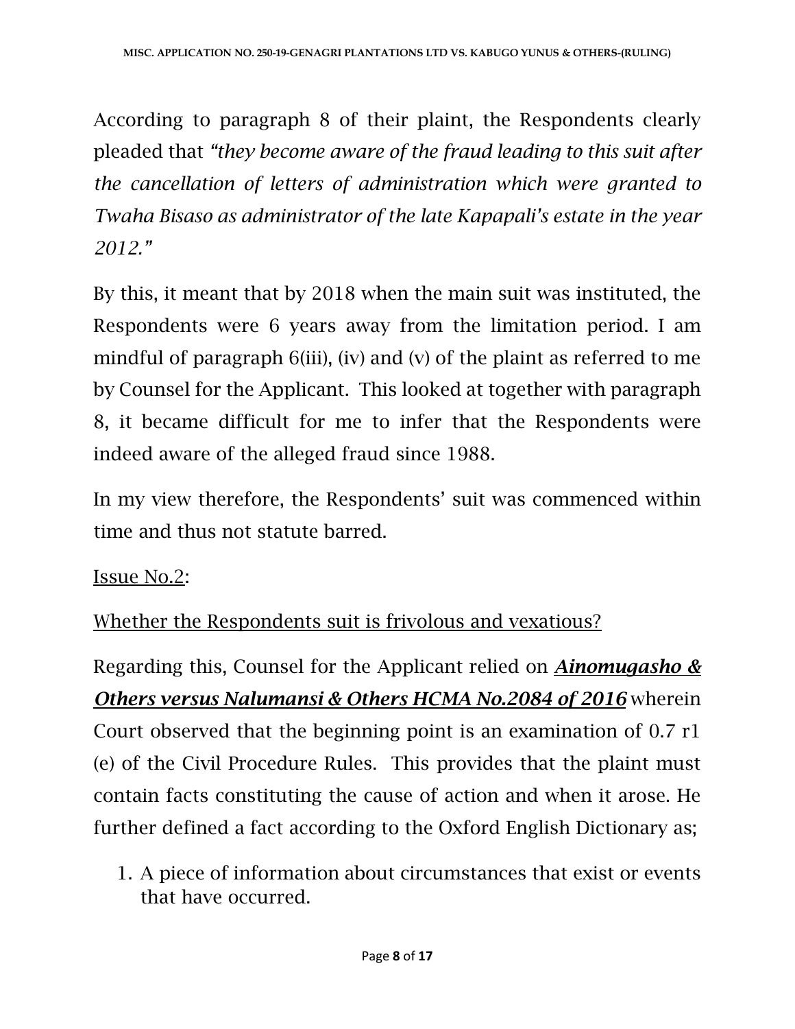According to paragraph 8 of their plaint, the Respondents clearly pleaded that *"they become aware of the fraud leading to this suit after the cancellation of letters of administration which were granted to Twaha Bisaso as administrator of the late Kapapali's estate in the year 2012."*

By this, it meant that by 2018 when the main suit was instituted, the Respondents were 6 years away from the limitation period. I am mindful of paragraph 6(iii), (iv) and (v) of the plaint as referred to me by Counsel for the Applicant. This looked at together with paragraph 8, it became difficult for me to infer that the Respondents were indeed aware of the alleged fraud since 1988.

In my view therefore, the Respondents' suit was commenced within time and thus not statute barred.

<u>Issue No.2</u>:

<u>Whether the Respondents suit is frivolous and vexatious?</u>

Regarding this, Counsel for the Applicant relied on ***<u>Ainomugasho & Others versus Nalumansi & Others HCMA No.2084 of 2016</u>*** wherein Court observed that the beginning point is an examination of 0.7 r1 (e) of the Civil Procedure Rules. This provides that the plaint must contain facts constituting the cause of action and when it arose. He further defined a fact according to the Oxford English Dictionary as;

1. A piece of information about circumstances that exist or events that have occurred.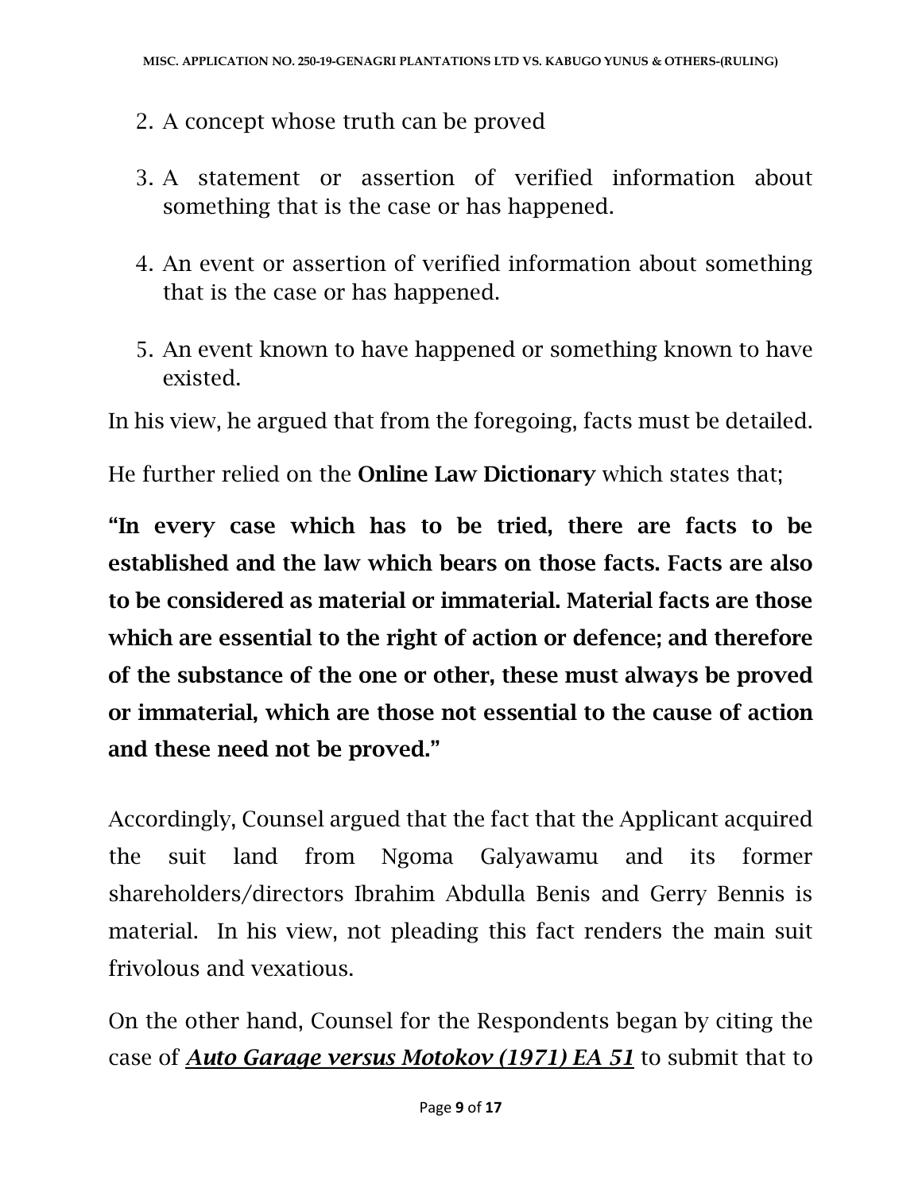2. A concept whose truth can be proved

3. A statement or assertion of verified information about something that is the case or has happened.

4. An event or assertion of verified information about something that is the case or has happened.

5. An event known to have happened or something known to have existed.

In his view, he argued that from the foregoing, facts must be detailed.

He further relied on the **Online Law Dictionary** which states that;

**"In every case which has to be tried, there are facts to be established and the law which bears on those facts. Facts are also to be considered as material or immaterial. Material facts are those which are essential to the right of action or defence; and therefore of the substance of the one or other, these must always be proved or immaterial, which are those not essential to the cause of action and these need not be proved."**

Accordingly, Counsel argued that the fact that the Applicant acquired the suit land from Ngoma Galyawamu and its former shareholders/directors Ibrahim Abdulla Benis and Gerry Bennis is material. In his view, not pleading this fact renders the main suit frivolous and vexatious.

On the other hand, Counsel for the Respondents began by citing the case of ***Auto Garage versus Motokov (1971) EA 51*** to submit that to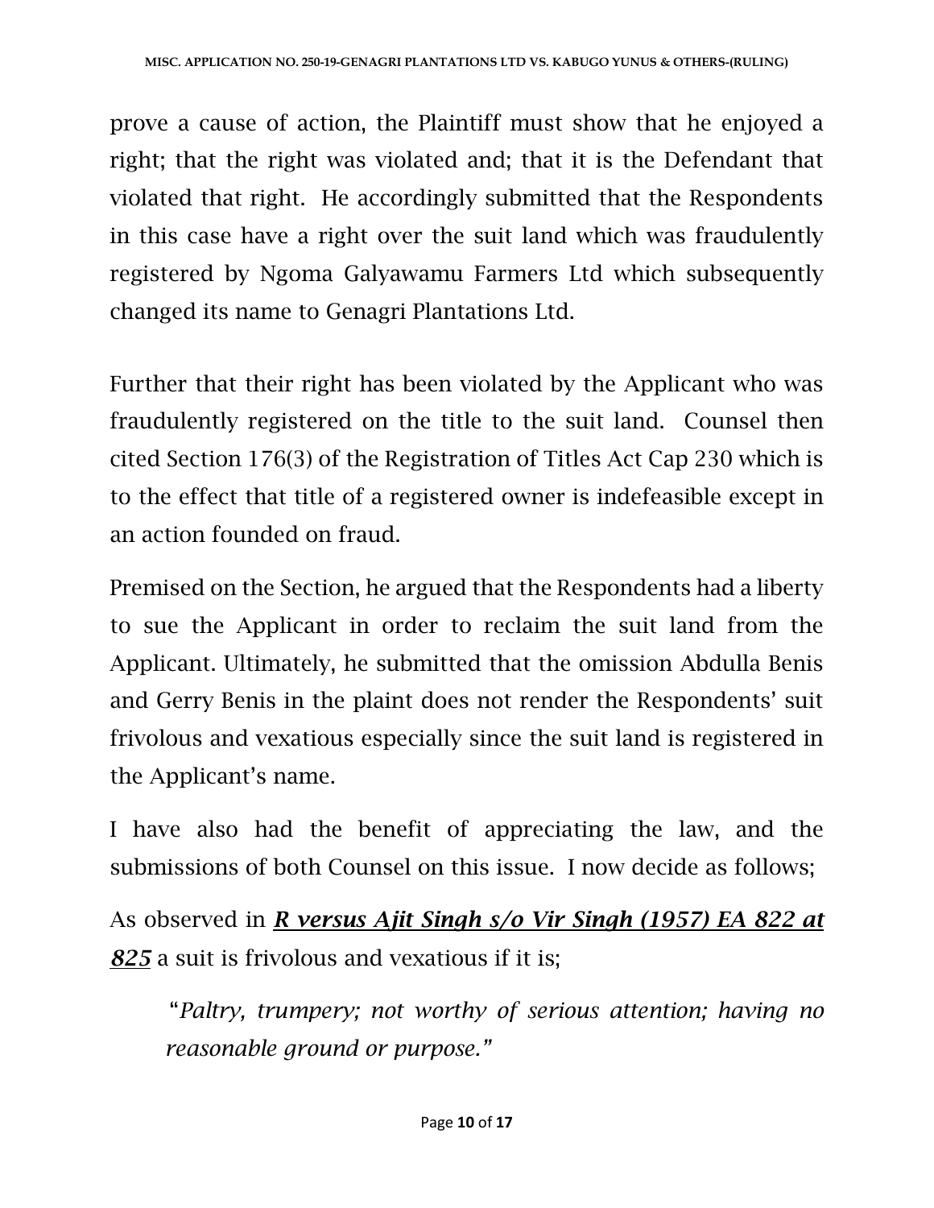prove a cause of action, the Plaintiff must show that he enjoyed a right; that the right was violated and; that it is the Defendant that violated that right. He accordingly submitted that the Respondents in this case have a right over the suit land which was fraudulently registered by Ngoma Galyawamu Farmers Ltd which subsequently changed its name to Genagri Plantations Ltd.

Further that their right has been violated by the Applicant who was fraudulently registered on the title to the suit land. Counsel then cited Section 176(3) of the Registration of Titles Act Cap 230 which is to the effect that title of a registered owner is indefeasible except in an action founded on fraud.

Premised on the Section, he argued that the Respondents had a liberty to sue the Applicant in order to reclaim the suit land from the Applicant. Ultimately, he submitted that the omission Abdulla Benis and Gerry Benis in the plaint does not render the Respondents' suit frivolous and vexatious especially since the suit land is registered in the Applicant's name.

I have also had the benefit of appreciating the law, and the submissions of both Counsel on this issue. I now decide as follows;

As observed in ***R versus Ajit Singh s/o Vir Singh (1957) EA 822 at 825*** a suit is frivolous and vexatious if it is;

> "*Paltry, trumpery; not worthy of serious attention; having no reasonable ground or purpose.*"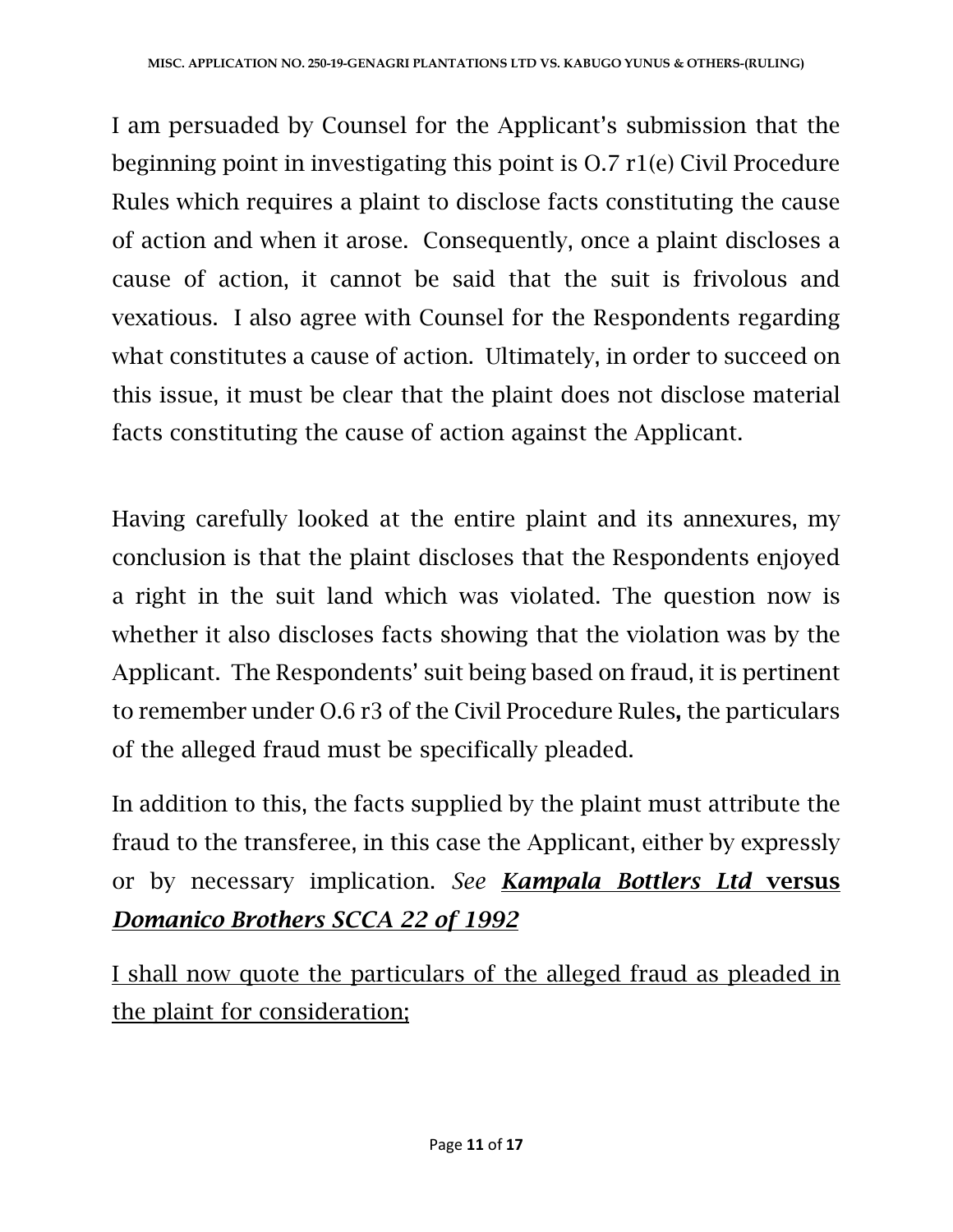I am persuaded by Counsel for the Applicant's submission that the beginning point in investigating this point is O.7 r1(e) Civil Procedure Rules which requires a plaint to disclose facts constituting the cause of action and when it arose. Consequently, once a plaint discloses a cause of action, it cannot be said that the suit is frivolous and vexatious. I also agree with Counsel for the Respondents regarding what constitutes a cause of action. Ultimately, in order to succeed on this issue, it must be clear that the plaint does not disclose material facts constituting the cause of action against the Applicant.

Having carefully looked at the entire plaint and its annexures, my conclusion is that the plaint discloses that the Respondents enjoyed a right in the suit land which was violated. The question now is whether it also discloses facts showing that the violation was by the Applicant. The Respondents' suit being based on fraud, it is pertinent to remember under O.6 r3 of the Civil Procedure Rules**,** the particulars of the alleged fraud must be specifically pleaded.

In addition to this, the facts supplied by the plaint must attribute the fraud to the transferee, in this case the Applicant, either by expressly or by necessary implication. *See* ***Kampala Bottlers Ltd* versus *Domanico Brothers SCCA 22 of 1992***

I shall now quote the particulars of the alleged fraud as pleaded in the plaint for consideration;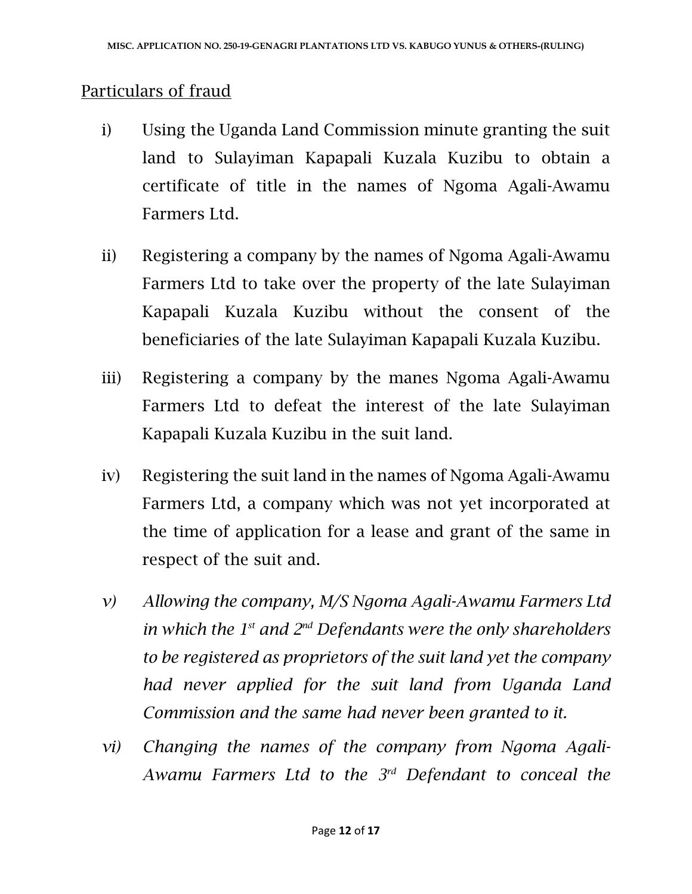<u>Particulars of fraud</u>

i) Using the Uganda Land Commission minute granting the suit land to Sulayiman Kapapali Kuzala Kuzibu to obtain a certificate of title in the names of Ngoma Agali-Awamu Farmers Ltd.

ii) Registering a company by the names of Ngoma Agali-Awamu Farmers Ltd to take over the property of the late Sulayiman Kapapali Kuzala Kuzibu without the consent of the beneficiaries of the late Sulayiman Kapapali Kuzala Kuzibu.

iii) Registering a company by the manes Ngoma Agali-Awamu Farmers Ltd to defeat the interest of the late Sulayiman Kapapali Kuzala Kuzibu in the suit land.

iv) Registering the suit land in the names of Ngoma Agali-Awamu Farmers Ltd, a company which was not yet incorporated at the time of application for a lease and grant of the same in respect of the suit and.

*v) Allowing the company, M/S Ngoma Agali-Awamu Farmers Ltd in which the 1st and 2nd Defendants were the only shareholders to be registered as proprietors of the suit land yet the company had never applied for the suit land from Uganda Land Commission and the same had never been granted to it.*

*vi) Changing the names of the company from Ngoma Agali-Awamu Farmers Ltd to the 3rd Defendant to conceal the*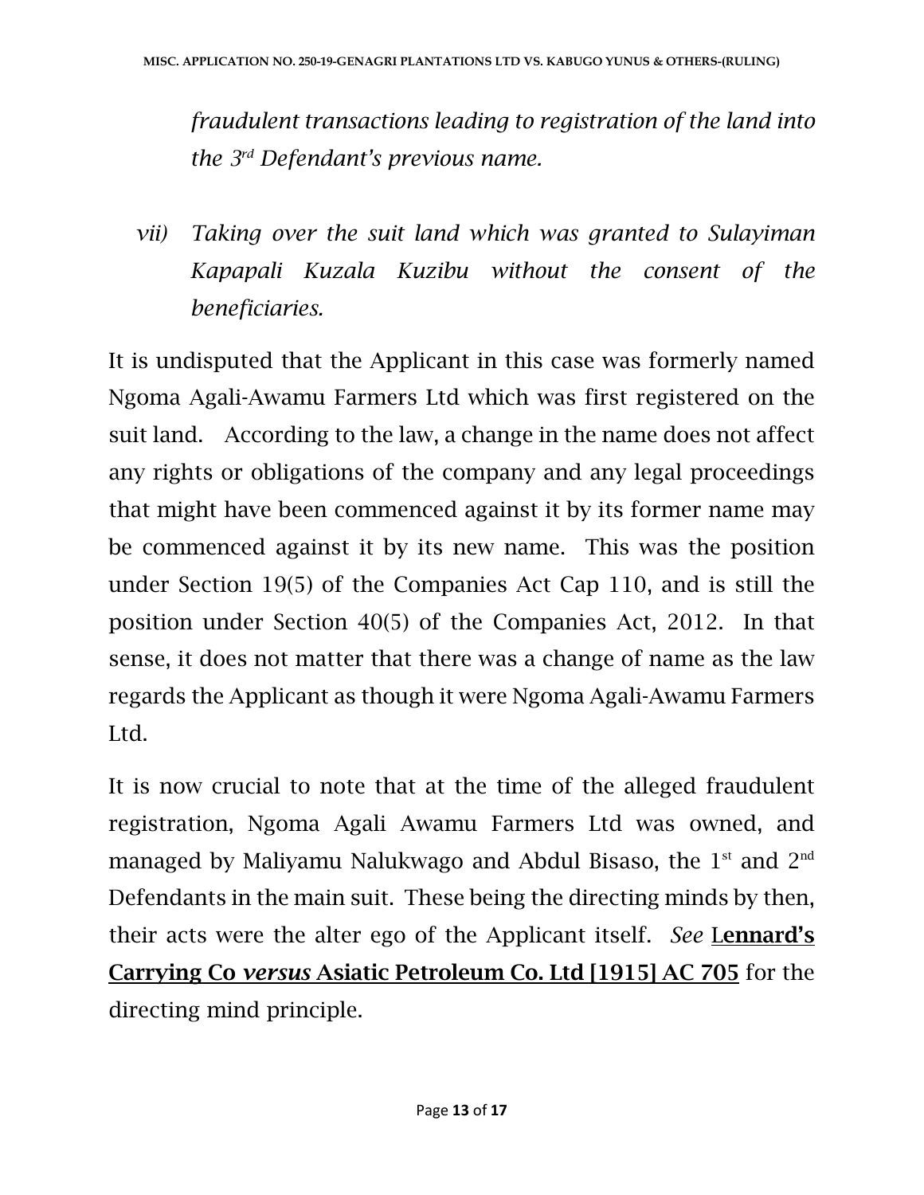*fraudulent transactions leading to registration of the land into the 3rd Defendant's previous name.*

*vii) Taking over the suit land which was granted to Sulayiman Kapapali Kuzala Kuzibu without the consent of the beneficiaries.*

It is undisputed that the Applicant in this case was formerly named Ngoma Agali-Awamu Farmers Ltd which was first registered on the suit land. According to the law, a change in the name does not affect any rights or obligations of the company and any legal proceedings that might have been commenced against it by its former name may be commenced against it by its new name. This was the position under Section 19(5) of the Companies Act Cap 110, and is still the position under Section 40(5) of the Companies Act, 2012. In that sense, it does not matter that there was a change of name as the law regards the Applicant as though it were Ngoma Agali-Awamu Farmers Ltd.

It is now crucial to note that at the time of the alleged fraudulent registration, Ngoma Agali Awamu Farmers Ltd was owned, and managed by Maliyamu Nalukwago and Abdul Bisaso, the 1st and 2nd Defendants in the main suit. These being the directing minds by then, their acts were the alter ego of the Applicant itself. *See* **Lennard's Carrying Co *versus* Asiatic Petroleum Co. Ltd [1915] AC 705** for the directing mind principle.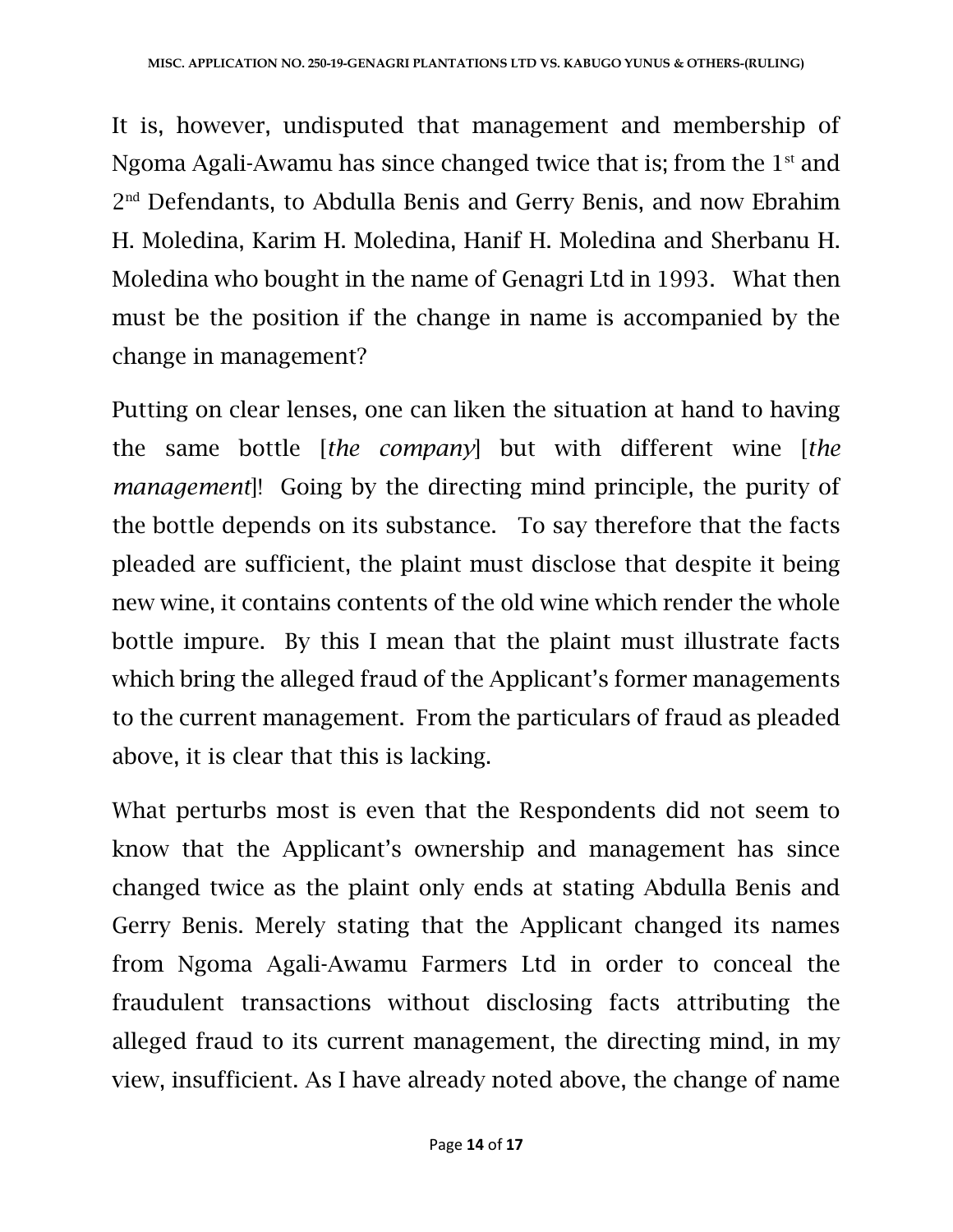It is, however, undisputed that management and membership of Ngoma Agali-Awamu has since changed twice that is; from the 1st and 2nd Defendants, to Abdulla Benis and Gerry Benis, and now Ebrahim H. Moledina, Karim H. Moledina, Hanif H. Moledina and Sherbanu H. Moledina who bought in the name of Genagri Ltd in 1993. What then must be the position if the change in name is accompanied by the change in management?

Putting on clear lenses, one can liken the situation at hand to having the same bottle [*the company*] but with different wine [*the management*]! Going by the directing mind principle, the purity of the bottle depends on its substance. To say therefore that the facts pleaded are sufficient, the plaint must disclose that despite it being new wine, it contains contents of the old wine which render the whole bottle impure. By this I mean that the plaint must illustrate facts which bring the alleged fraud of the Applicant's former managements to the current management. From the particulars of fraud as pleaded above, it is clear that this is lacking.

What perturbs most is even that the Respondents did not seem to know that the Applicant's ownership and management has since changed twice as the plaint only ends at stating Abdulla Benis and Gerry Benis. Merely stating that the Applicant changed its names from Ngoma Agali-Awamu Farmers Ltd in order to conceal the fraudulent transactions without disclosing facts attributing the alleged fraud to its current management, the directing mind, in my view, insufficient. As I have already noted above, the change of name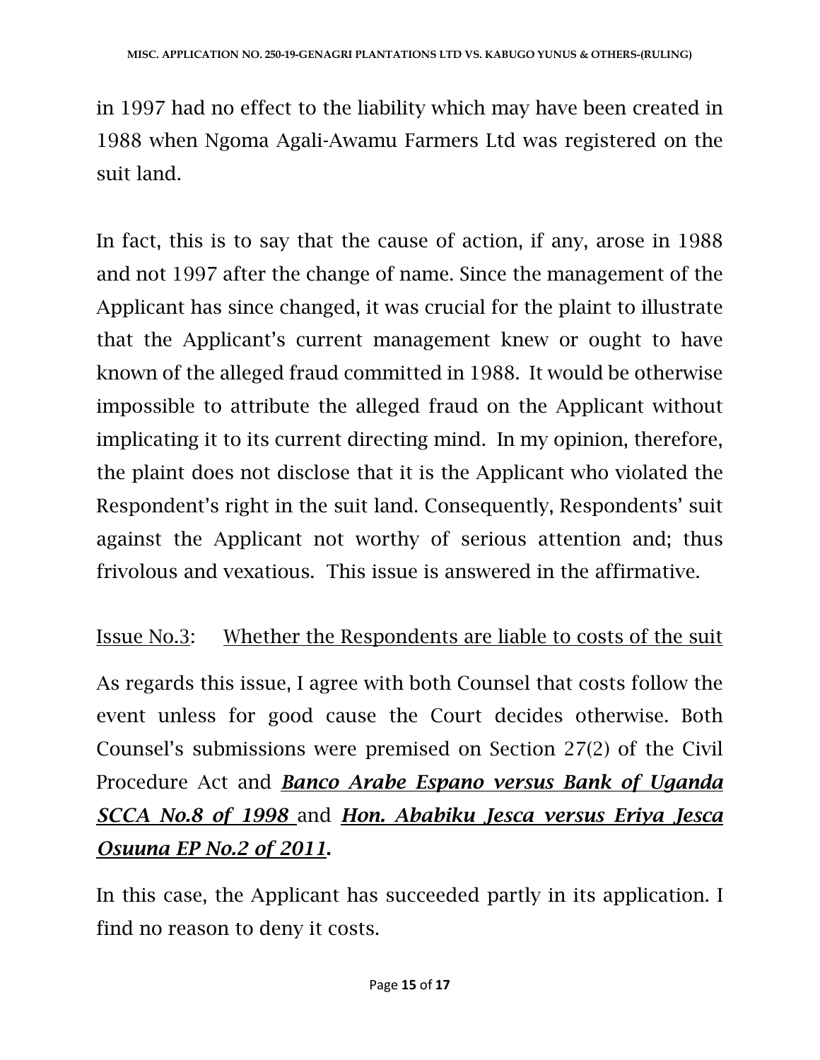in 1997 had no effect to the liability which may have been created in 1988 when Ngoma Agali-Awamu Farmers Ltd was registered on the suit land.

In fact, this is to say that the cause of action, if any, arose in 1988 and not 1997 after the change of name. Since the management of the Applicant has since changed, it was crucial for the plaint to illustrate that the Applicant's current management knew or ought to have known of the alleged fraud committed in 1988. It would be otherwise impossible to attribute the alleged fraud on the Applicant without implicating it to its current directing mind. In my opinion, therefore, the plaint does not disclose that it is the Applicant who violated the Respondent's right in the suit land. Consequently, Respondents' suit against the Applicant not worthy of serious attention and; thus frivolous and vexatious. This issue is answered in the affirmative.

<u>Issue No.3</u>: <u>Whether the Respondents are liable to costs of the suit</u>

As regards this issue, I agree with both Counsel that costs follow the event unless for good cause the Court decides otherwise. Both Counsel's submissions were premised on Section 27(2) of the Civil Procedure Act and ***<u>Banco Arabe Espano versus Bank of Uganda SCCA No.8 of 1998</u>*** and ***<u>Hon. Ababiku Jesca versus Eriya Jesca Osuuna EP No.2 of 2011</u>*.**

In this case, the Applicant has succeeded partly in its application. I find no reason to deny it costs.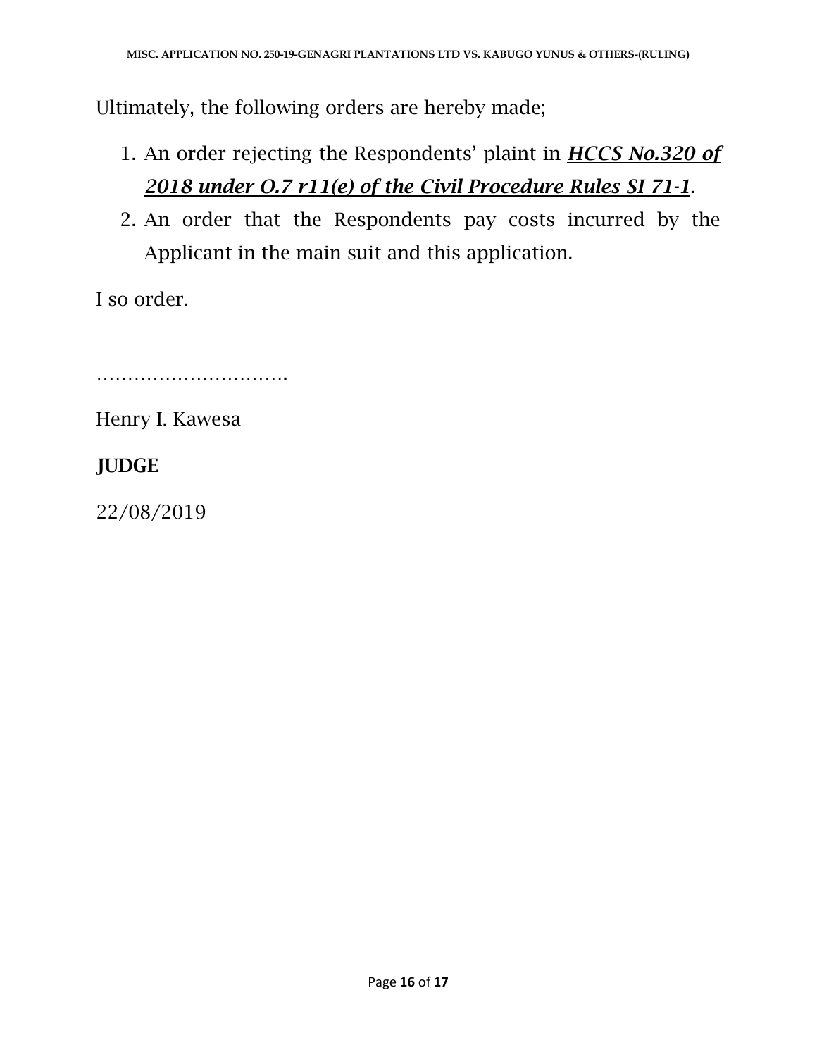Ultimately, the following orders are hereby made;

1. An order rejecting the Respondents' plaint in ***HCCS No.320 of 2018 under O.7 r11(e) of the Civil Procedure Rules SI 71-1***.
2. An order that the Respondents pay costs incurred by the Applicant in the main suit and this application.

I so order.

…………………………..

Henry I. Kawesa

**JUDGE**

22/08/2019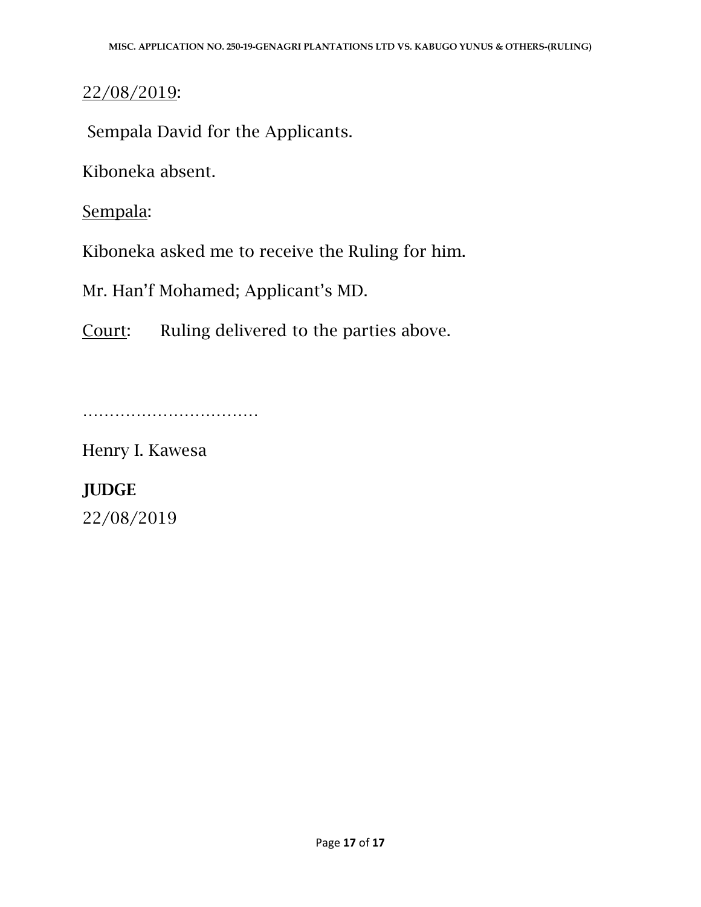22/08/2019:

Sempala David for the Applicants.

Kiboneka absent.

Sempala:

Kiboneka asked me to receive the Ruling for him.

Mr. Han'f Mohamed; Applicant's MD.

Court: Ruling delivered to the parties above.

……………………………

Henry I. Kawesa

**JUDGE**

22/08/2019